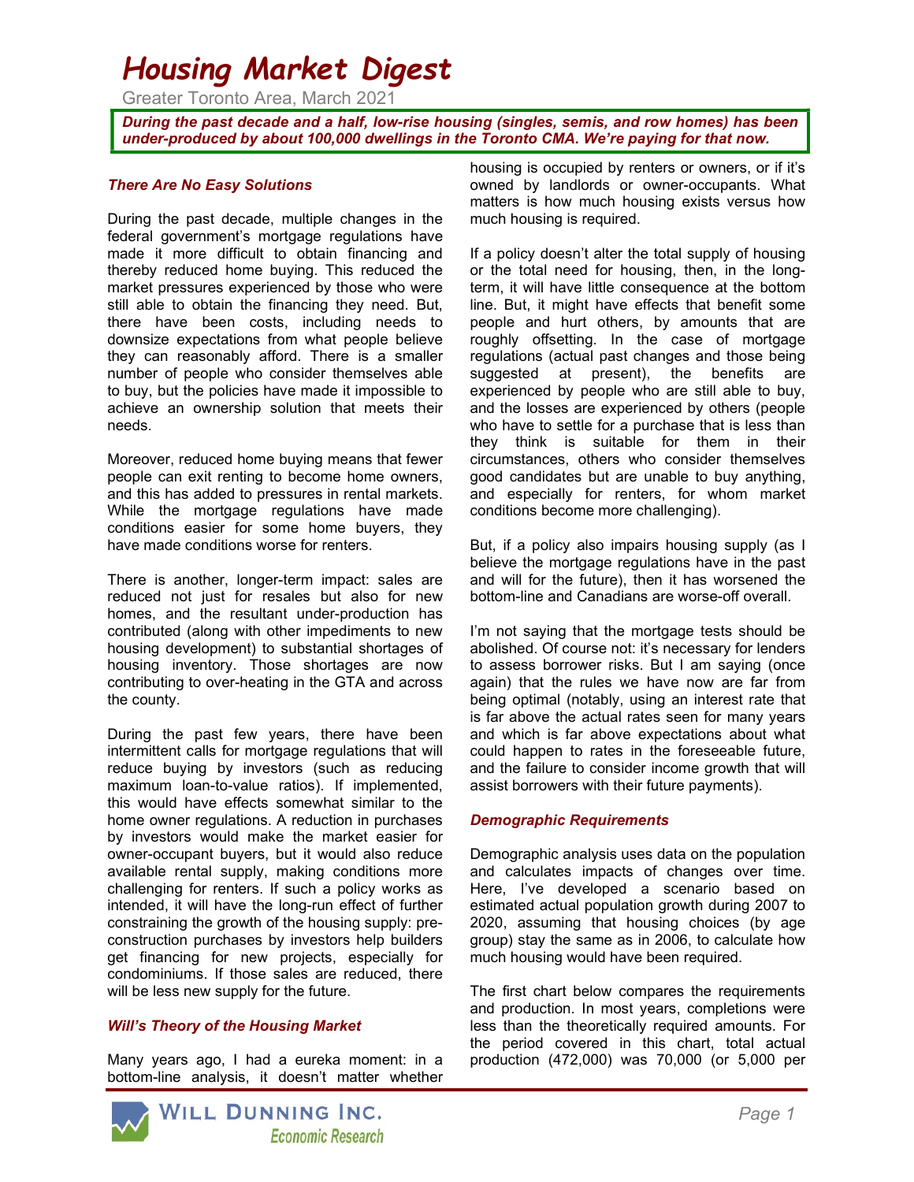# Housing Market Digest

Greater Toronto Area, March 2021

***During the past decade and a half, low-rise housing (singles, semis, and row homes) has been under-produced by about 100,000 dwellings in the Toronto CMA. We're paying for that now.***

### *There Are No Easy Solutions*

During the past decade, multiple changes in the federal government's mortgage regulations have made it more difficult to obtain financing and thereby reduced home buying. This reduced the market pressures experienced by those who were still able to obtain the financing they need. But, there have been costs, including needs to downsize expectations from what people believe they can reasonably afford. There is a smaller number of people who consider themselves able to buy, but the policies have made it impossible to achieve an ownership solution that meets their needs.

Moreover, reduced home buying means that fewer people can exit renting to become home owners, and this has added to pressures in rental markets. While the mortgage regulations have made conditions easier for some home buyers, they have made conditions worse for renters.

There is another, longer-term impact: sales are reduced not just for resales but also for new homes, and the resultant under-production has contributed (along with other impediments to new housing development) to substantial shortages of housing inventory. Those shortages are now contributing to over-heating in the GTA and across the county.

During the past few years, there have been intermittent calls for mortgage regulations that will reduce buying by investors (such as reducing maximum loan-to-value ratios). If implemented, this would have effects somewhat similar to the home owner regulations. A reduction in purchases by investors would make the market easier for owner-occupant buyers, but it would also reduce available rental supply, making conditions more challenging for renters. If such a policy works as intended, it will have the long-run effect of further constraining the growth of the housing supply: pre-construction purchases by investors help builders get financing for new projects, especially for condominiums. If those sales are reduced, there will be less new supply for the future.

### *Will's Theory of the Housing Market*

Many years ago, I had a eureka moment: in a bottom-line analysis, it doesn't matter whether housing is occupied by renters or owners, or if it's owned by landlords or owner-occupants. What matters is how much housing exists versus how much housing is required.

If a policy doesn't alter the total supply of housing or the total need for housing, then, in the long-term, it will have little consequence at the bottom line. But, it might have effects that benefit some people and hurt others, by amounts that are roughly offsetting. In the case of mortgage regulations (actual past changes and those being suggested at present), the benefits are experienced by people who are still able to buy, and the losses are experienced by others (people who have to settle for a purchase that is less than they think is suitable for them in their circumstances, others who consider themselves good candidates but are unable to buy anything, and especially for renters, for whom market conditions become more challenging).

But, if a policy also impairs housing supply (as I believe the mortgage regulations have in the past and will for the future), then it has worsened the bottom-line and Canadians are worse-off overall.

I'm not saying that the mortgage tests should be abolished. Of course not: it's necessary for lenders to assess borrower risks. But I am saying (once again) that the rules we have now are far from being optimal (notably, using an interest rate that is far above the actual rates seen for many years and which is far above expectations about what could happen to rates in the foreseeable future, and the failure to consider income growth that will assist borrowers with their future payments).

### *Demographic Requirements*

Demographic analysis uses data on the population and calculates impacts of changes over time. Here, I've developed a scenario based on estimated actual population growth during 2007 to 2020, assuming that housing choices (by age group) stay the same as in 2006, to calculate how much housing would have been required.

The first chart below compares the requirements and production. In most years, completions were less than the theoretically required amounts. For the period covered in this chart, total actual production (472,000) was 70,000 (or 5,000 per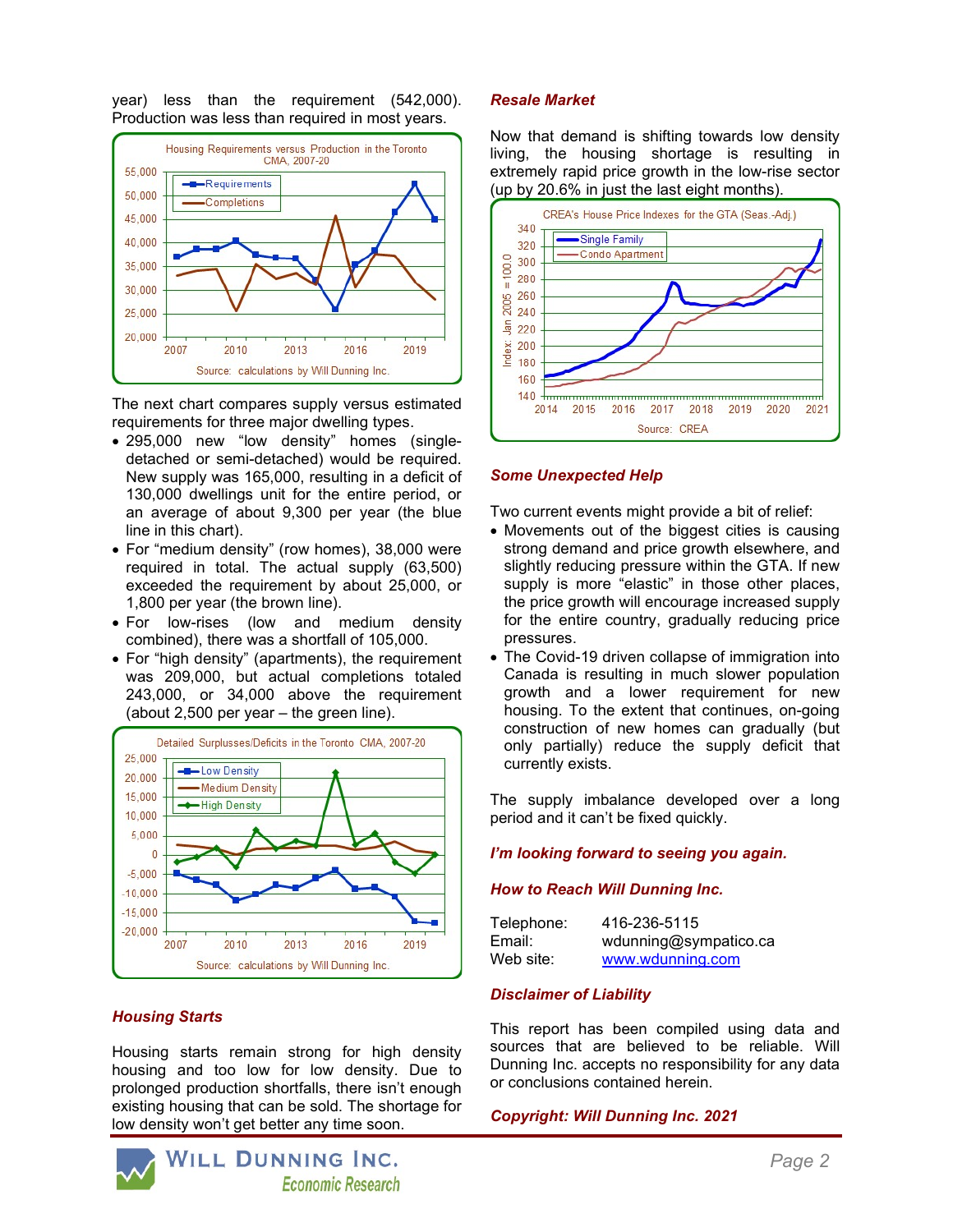year) less than the requirement (542,000). Production was less than required in most years.

Housing Requirements versus Production in the Toronto CMA, 2007-20

55,000
50,000
45,000
40,000
35,000
30,000
25,000
20,000

Requirements
Completions

2007
2010
2013
2016
2019

Source: calculations by Will Dunning Inc.

The next chart compares supply versus estimated requirements for three major dwelling types.

- 295,000 new "low density" homes (single-detached or semi-detached) would be required. New supply was 165,000, resulting in a deficit of 130,000 dwellings unit for the entire period, or an average of about 9,300 per year (the blue line in this chart).
- For "medium density" (row homes), 38,000 were required in total. The actual supply (63,500) exceeded the requirement by about 25,000, or 1,800 per year (the brown line).
- For low-rises (low and medium density combined), there was a shortfall of 105,000.
- For "high density" (apartments), the requirement was 209,000, but actual completions totaled 243,000, or 34,000 above the requirement (about 2,500 per year – the green line).

Detailed Surplusses/Deficits in the Toronto CMA, 2007-20

25,000
20,000
15,000
10,000
5,000
0
-5,000
-10,000
-15,000
-20,000

Low Density
Medium Density
High Density

2007
2010
2013
2016
2019

Source: calculations by Will Dunning Inc.

### Housing Starts

Housing starts remain strong for high density housing and too low for low density. Due to prolonged production shortfalls, there isn't enough existing housing that can be sold. The shortage for low density won't get better any time soon.

### Resale Market

Now that demand is shifting towards low density living, the housing shortage is resulting in extremely rapid price growth in the low-rise sector (up by 20.6% in just the last eight months).

CREA's House Price Indexes for the GTA (Seas.-Adj.)

Index: Jan 2005 = 100.0

340
320
300
280
260
240
220
200
180
160
140

Single Family
Condo Apartment

2014
2015
2016
2017
2018
2019
2020
2021

Source: CREA

### Some Unexpected Help

Two current events might provide a bit of relief:

- Movements out of the biggest cities is causing strong demand and price growth elsewhere, and slightly reducing pressure within the GTA. If new supply is more "elastic" in those other places, the price growth will encourage increased supply for the entire country, gradually reducing price pressures.
- The Covid-19 driven collapse of immigration into Canada is resulting in much slower population growth and a lower requirement for new housing. To the extent that continues, on-going construction of new homes can gradually (but only partially) reduce the supply deficit that currently exists.

The supply imbalance developed over a long period and it can't be fixed quickly.

***I'm looking forward to seeing you again.***

### How to Reach Will Dunning Inc.

Telephone: 416-236-5115
Email: wdunning@sympatico.ca
Web site: www.wdunning.com

### Disclaimer of Liability

This report has been compiled using data and sources that are believed to be reliable. Will Dunning Inc. accepts no responsibility for any data or conclusions contained herein.

***Copyright: Will Dunning Inc. 2021***

WILL DUNNING INC.
Economic Research